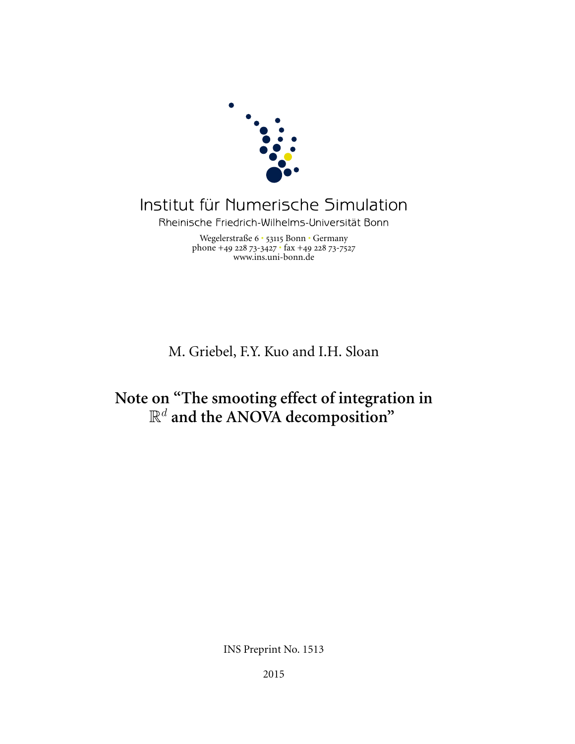Institut für Numerische Simulation

Rheinische Friedrich-Wilhelms-Universität Bonn

Wegelerstraße 6 • 53115 Bonn • Germany
phone +49 228 73-3427 • fax +49 228 73-7527
www.ins.uni-bonn.de

M. Griebel, F.Y. Kuo and I.H. Sloan

# Note on "The smooting effect of integration in $\mathbb{R}^d$ and the ANOVA decomposition"

INS Preprint No. 1513

2015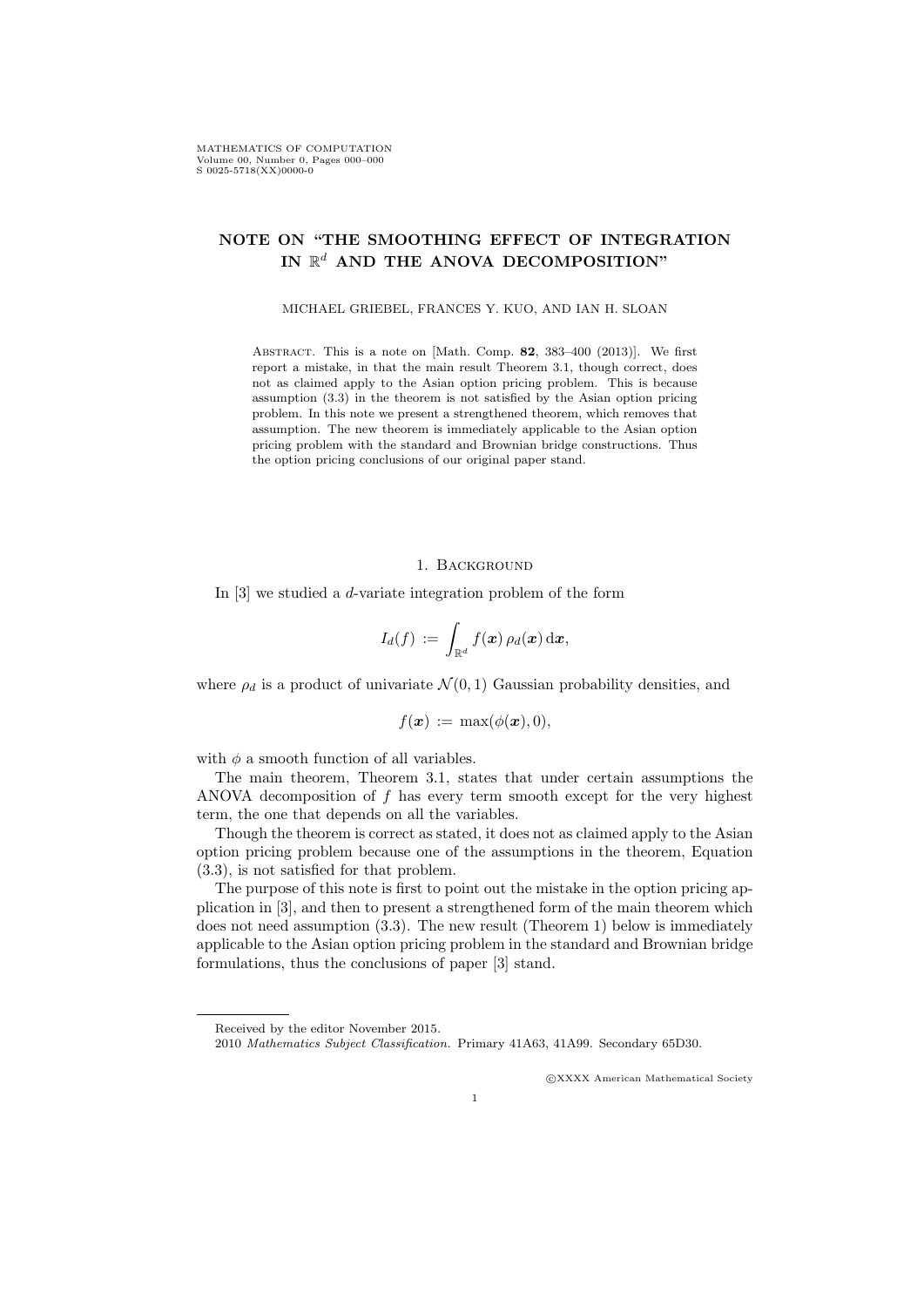# NOTE ON "THE SMOOTHING EFFECT OF INTEGRATION IN $\mathbb{R}^d$ AND THE ANOVA DECOMPOSITION"

MICHAEL GRIEBEL, FRANCES Y. KUO, AND IAN H. SLOAN

ABSTRACT. This is a note on [Math. Comp. **82**, 383–400 (2013)]. We first report a mistake, in that the main result Theorem 3.1, though correct, does not as claimed apply to the Asian option pricing problem. This is because assumption (3.3) in the theorem is not satisfied by the Asian option pricing problem. In this note we present a strengthened theorem, which removes that assumption. The new theorem is immediately applicable to the Asian option pricing problem with the standard and Brownian bridge constructions. Thus the option pricing conclusions of our original paper stand.

## 1. Background

In [3] we studied a $d$-variate integration problem of the form

$$I_d(f) := \int_{\mathbb{R}^d} f(\boldsymbol{x})\, \rho_d(\boldsymbol{x})\, \mathrm{d}\boldsymbol{x},$$

where $\rho_d$ is a product of univariate $\mathcal{N}(0,1)$ Gaussian probability densities, and

$$f(\boldsymbol{x}) := \max(\phi(\boldsymbol{x}), 0),$$

with $\phi$ a smooth function of all variables.

The main theorem, Theorem 3.1, states that under certain assumptions the ANOVA decomposition of $f$ has every term smooth except for the very highest term, the one that depends on all the variables.

Though the theorem is correct as stated, it does not as claimed apply to the Asian option pricing problem because one of the assumptions in the theorem, Equation (3.3), is not satisfied for that problem.

The purpose of this note is first to point out the mistake in the option pricing application in [3], and then to present a strengthened form of the main theorem which does not need assumption (3.3). The new result (Theorem 1) below is immediately applicable to the Asian option pricing problem in the standard and Brownian bridge formulations, thus the conclusions of paper [3] stand.

---

Received by the editor November 2015.

2010 *Mathematics Subject Classification.* Primary 41A63, 41A99. Secondary 65D30.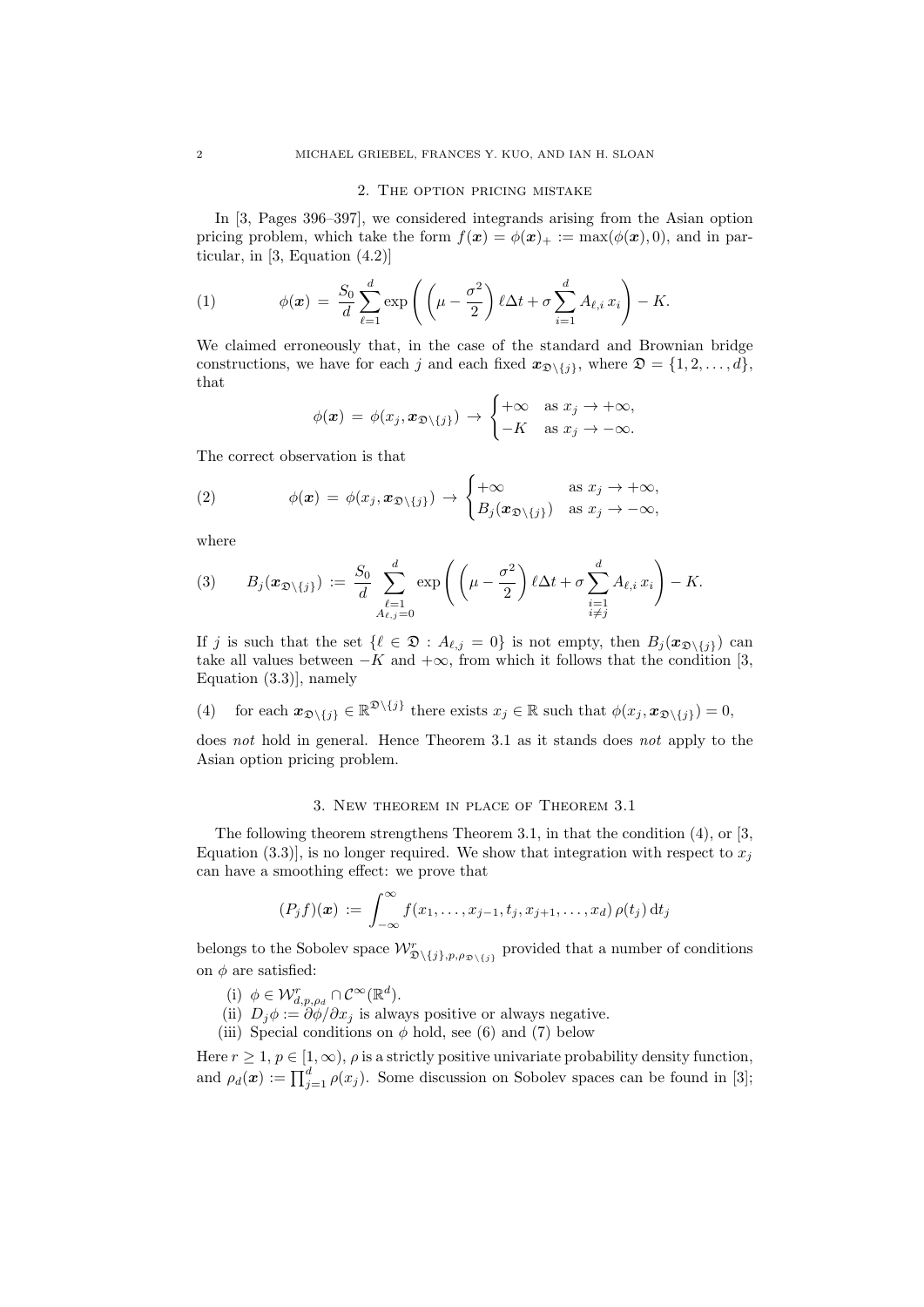## 2. The option pricing mistake

In [3, Pages 396–397], we considered integrands arising from the Asian option pricing problem, which take the form $f(\boldsymbol{x}) = \phi(\boldsymbol{x})_+ := \max(\phi(\boldsymbol{x}), 0)$, and in particular, in [3, Equation (4.2)]

$$\phi(\boldsymbol{x}) \,=\, \frac{S_0}{d} \sum_{\ell=1}^{d} \exp\left( \left(\mu - \frac{\sigma^2}{2}\right) \ell \Delta t + \sigma \sum_{i=1}^{d} A_{\ell,i}\, x_i \right) - K. \tag{1}$$

We claimed erroneously that, in the case of the standard and Brownian bridge constructions, we have for each $j$ and each fixed $\boldsymbol{x}_{\mathfrak{D}\setminus\{j\}}$, where $\mathfrak{D} = \{1, 2, \ldots, d\}$, that

$$\phi(\boldsymbol{x}) \,=\, \phi(x_j, \boldsymbol{x}_{\mathfrak{D}\setminus\{j\}}) \,\to\, \begin{cases} +\infty & \text{as } x_j \to +\infty, \\ -K & \text{as } x_j \to -\infty. \end{cases}$$

The correct observation is that

$$\phi(\boldsymbol{x}) \,=\, \phi(x_j, \boldsymbol{x}_{\mathfrak{D}\setminus\{j\}}) \,\to\, \begin{cases} +\infty & \text{as } x_j \to +\infty, \\ B_j(\boldsymbol{x}_{\mathfrak{D}\setminus\{j\}}) & \text{as } x_j \to -\infty, \end{cases} \tag{2}$$

where

$$B_j(\boldsymbol{x}_{\mathfrak{D}\setminus\{j\}}) \,:=\, \frac{S_0}{d} \sum_{\substack{\ell=1 \\ A_{\ell,j}=0}}^{d} \exp\left( \left(\mu - \frac{\sigma^2}{2}\right) \ell \Delta t + \sigma \sum_{\substack{i=1 \\ i \neq j}}^{d} A_{\ell,i}\, x_i \right) - K. \tag{3}$$

If $j$ is such that the set $\{\ell \in \mathfrak{D} : A_{\ell,j} = 0\}$ is not empty, then $B_j(\boldsymbol{x}_{\mathfrak{D}\setminus\{j\}})$ can take all values between $-K$ and $+\infty$, from which it follows that the condition [3, Equation (3.3)], namely

$$\text{for each } \boldsymbol{x}_{\mathfrak{D}\setminus\{j\}} \in \mathbb{R}^{\mathfrak{D}\setminus\{j\}} \text{ there exists } x_j \in \mathbb{R} \text{ such that } \phi(x_j, \boldsymbol{x}_{\mathfrak{D}\setminus\{j\}}) = 0, \tag{4}$$

does *not* hold in general. Hence Theorem 3.1 as it stands does *not* apply to the Asian option pricing problem.

## 3. New theorem in place of Theorem 3.1

The following theorem strengthens Theorem 3.1, in that the condition (4), or [3, Equation (3.3)], is no longer required. We show that integration with respect to $x_j$ can have a smoothing effect: we prove that

$$(P_j f)(\boldsymbol{x}) \,:=\, \int_{-\infty}^{\infty} f(x_1, \ldots, x_{j-1}, t_j, x_{j+1}, \ldots, x_d)\, \rho(t_j)\, \mathrm{d}t_j$$

belongs to the Sobolev space $\mathcal{W}^r_{\mathfrak{D}\setminus\{j\}, p, \rho_{\mathfrak{D}\setminus\{j\}}}$ provided that a number of conditions on $\phi$ are satisfied:

(i) $\phi \in \mathcal{W}^r_{d,p,\rho_d} \cap \mathcal{C}^\infty(\mathbb{R}^d)$.
(ii) $D_j\phi := \partial\phi/\partial x_j$ is always positive or always negative.
(iii) Special conditions on $\phi$ hold, see (6) and (7) below

Here $r \geq 1$, $p \in [1, \infty)$, $\rho$ is a strictly positive univariate probability density function, and $\rho_d(\boldsymbol{x}) := \prod_{j=1}^{d} \rho(x_j)$. Some discussion on Sobolev spaces can be found in [3];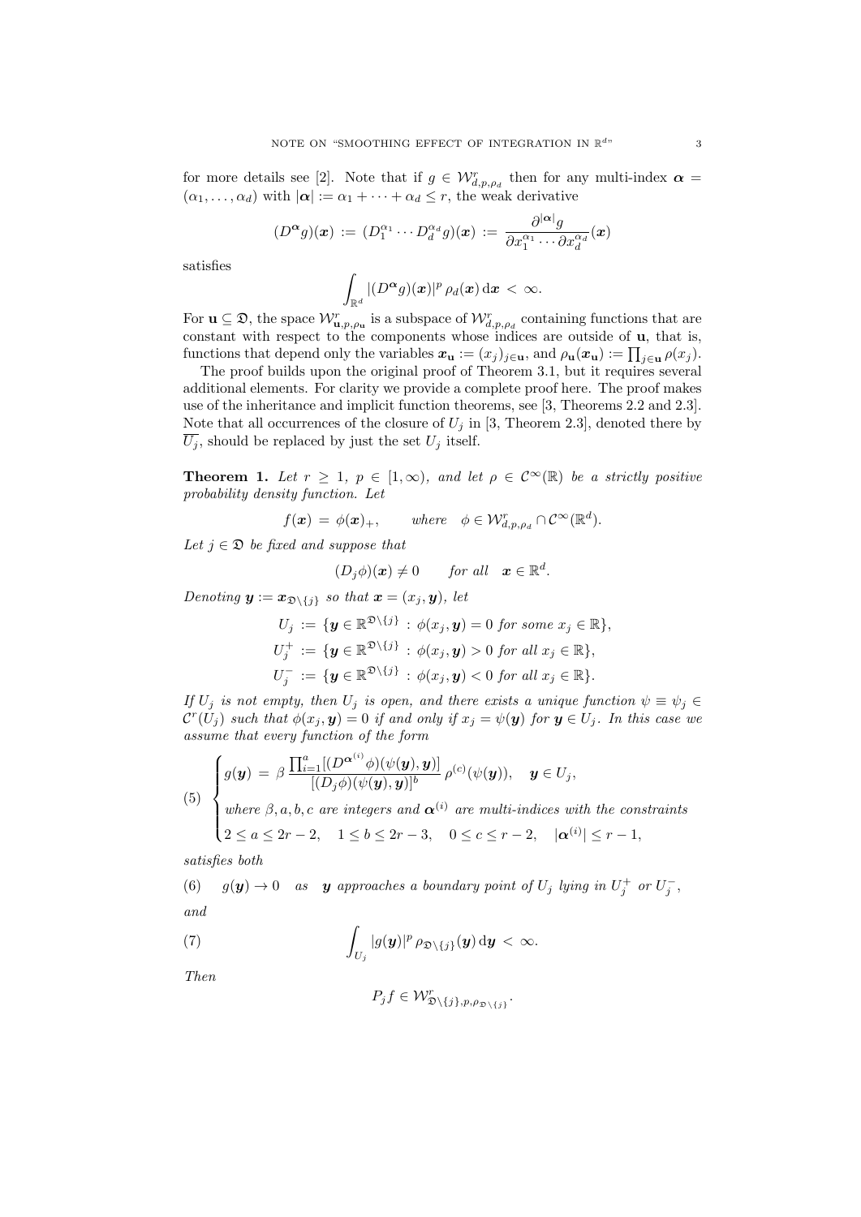for more details see [2]. Note that if $g \in \mathcal{W}^r_{d,p,\rho_d}$ then for any multi-index $\boldsymbol{\alpha} = (\alpha_1, \ldots, \alpha_d)$ with $|\boldsymbol{\alpha}| := \alpha_1 + \cdots + \alpha_d \le r$, the weak derivative

$$(D^{\boldsymbol{\alpha}} g)(\boldsymbol{x}) := (D_1^{\alpha_1} \cdots D_d^{\alpha_d} g)(\boldsymbol{x}) := \frac{\partial^{|\boldsymbol{\alpha}|} g}{\partial x_1^{\alpha_1} \cdots \partial x_d^{\alpha_d}}(\boldsymbol{x})$$

satisfies

$$\int_{\mathbb{R}^d} |(D^{\boldsymbol{\alpha}} g)(\boldsymbol{x})|^p \, \rho_d(\boldsymbol{x}) \, \mathrm{d}\boldsymbol{x} < \infty.$$

For $\mathbf{u} \subseteq \mathfrak{D}$, the space $\mathcal{W}^r_{\mathbf{u},p,\rho_{\mathbf{u}}}$ is a subspace of $\mathcal{W}^r_{d,p,\rho_d}$ containing functions that are constant with respect to the components whose indices are outside of $\mathbf{u}$, that is, functions that depend only the variables $\boldsymbol{x}_{\mathbf{u}} := (x_j)_{j \in \mathbf{u}}$, and $\rho_{\mathbf{u}}(\boldsymbol{x}_{\mathbf{u}}) := \prod_{j \in \mathbf{u}} \rho(x_j)$.

The proof builds upon the original proof of Theorem 3.1, but it requires several additional elements. For clarity we provide a complete proof here. The proof makes use of the inheritance and implicit function theorems, see [3, Theorems 2.2 and 2.3]. Note that all occurrences of the closure of $U_j$ in [3, Theorem 2.3], denoted there by $\overline{U_j}$, should be replaced by just the set $U_j$ itself.

**Theorem 1.** *Let $r \ge 1$, $p \in [1, \infty)$, and let $\rho \in \mathcal{C}^\infty(\mathbb{R})$ be a strictly positive probability density function. Let*

$$f(\boldsymbol{x}) = \phi(\boldsymbol{x})_+, \qquad \text{where} \quad \phi \in \mathcal{W}^r_{d,p,\rho_d} \cap \mathcal{C}^\infty(\mathbb{R}^d).$$

*Let $j \in \mathfrak{D}$ be fixed and suppose that*

$$(D_j \phi)(\boldsymbol{x}) \ne 0 \qquad \text{for all} \quad \boldsymbol{x} \in \mathbb{R}^d.$$

*Denoting $\boldsymbol{y} := \boldsymbol{x}_{\mathfrak{D}\setminus\{j\}}$ so that $\boldsymbol{x} = (x_j, \boldsymbol{y})$, let*

$$\begin{aligned}
U_j &:= \{\boldsymbol{y} \in \mathbb{R}^{\mathfrak{D}\setminus\{j\}} : \phi(x_j, \boldsymbol{y}) = 0 \text{ for some } x_j \in \mathbb{R}\},\\
U_j^+ &:= \{\boldsymbol{y} \in \mathbb{R}^{\mathfrak{D}\setminus\{j\}} : \phi(x_j, \boldsymbol{y}) > 0 \text{ for all } x_j \in \mathbb{R}\},\\
U_j^- &:= \{\boldsymbol{y} \in \mathbb{R}^{\mathfrak{D}\setminus\{j\}} : \phi(x_j, \boldsymbol{y}) < 0 \text{ for all } x_j \in \mathbb{R}\}.
\end{aligned}$$

*If $U_j$ is not empty, then $U_j$ is open, and there exists a unique function $\psi \equiv \psi_j \in \mathcal{C}^r(U_j)$ such that $\phi(x_j, \boldsymbol{y}) = 0$ if and only if $x_j = \psi(\boldsymbol{y})$ for $\boldsymbol{y} \in U_j$. In this case we assume that every function of the form*

$$(5) \quad \begin{cases} g(\boldsymbol{y}) = \beta \, \dfrac{\prod_{i=1}^{a} [(D^{\boldsymbol{\alpha}^{(i)}} \phi)(\psi(\boldsymbol{y}), \boldsymbol{y})]}{[(D_j \phi)(\psi(\boldsymbol{y}), \boldsymbol{y})]^b} \, \rho^{(c)}(\psi(\boldsymbol{y})), \quad \boldsymbol{y} \in U_j, \\ \text{where } \beta, a, b, c \text{ are integers and } \boldsymbol{\alpha}^{(i)} \text{ are multi-indices with the constraints} \\ 2 \le a \le 2r-2, \quad 1 \le b \le 2r-3, \quad 0 \le c \le r-2, \quad |\boldsymbol{\alpha}^{(i)}| \le r-1, \end{cases}$$

*satisfies both*

$$(6) \quad g(\boldsymbol{y}) \to 0 \quad \text{as} \quad \boldsymbol{y} \text{ approaches a boundary point of } U_j \text{ lying in } U_j^+ \text{ or } U_j^-,$$

*and*

$$(7) \qquad \int_{U_j} |g(\boldsymbol{y})|^p \, \rho_{\mathfrak{D}\setminus\{j\}}(\boldsymbol{y}) \, \mathrm{d}\boldsymbol{y} < \infty.$$

*Then*

$$P_j f \in \mathcal{W}^r_{\mathfrak{D}\setminus\{j\},p,\rho_{\mathfrak{D}\setminus\{j\}}}.$$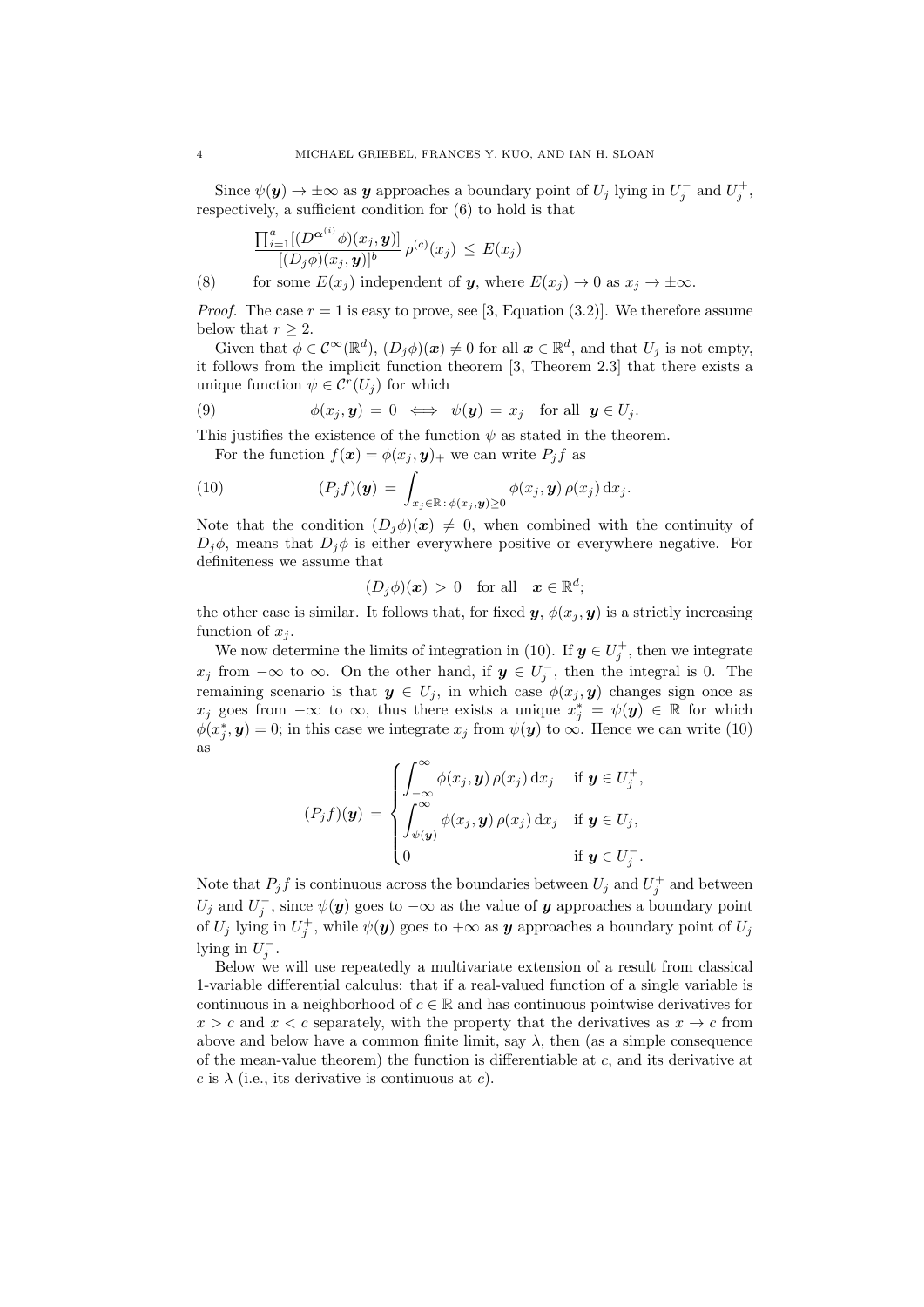Since $\psi(\boldsymbol{y}) \to \pm\infty$ as $\boldsymbol{y}$ approaches a boundary point of $U_j$ lying in $U_j^-$ and $U_j^+$, respectively, a sufficient condition for (6) to hold is that

$$\frac{\prod_{i=1}^{a}[(D^{\boldsymbol{\alpha}^{(i)}}\phi)(x_j,\boldsymbol{y})]}{[(D_j\phi)(x_j,\boldsymbol{y})]^b}\,\rho^{(c)}(x_j) \;\le\; E(x_j)$$

(8) for some $E(x_j)$ independent of $\boldsymbol{y}$, where $E(x_j) \to 0$ as $x_j \to \pm\infty$.

*Proof.* The case $r = 1$ is easy to prove, see [3, Equation (3.2)]. We therefore assume below that $r \ge 2$.

Given that $\phi \in \mathcal{C}^\infty(\mathbb{R}^d)$, $(D_j\phi)(\boldsymbol{x}) \neq 0$ for all $\boldsymbol{x} \in \mathbb{R}^d$, and that $U_j$ is not empty, it follows from the implicit function theorem [3, Theorem 2.3] that there exists a unique function $\psi \in \mathcal{C}^r(U_j)$ for which

$$\phi(x_j,\boldsymbol{y}) \,=\, 0 \iff \psi(\boldsymbol{y}) \,=\, x_j \quad \text{for all} \;\; \boldsymbol{y} \in U_j. \tag{9}$$

This justifies the existence of the function $\psi$ as stated in the theorem.

For the function $f(\boldsymbol{x}) = \phi(x_j,\boldsymbol{y})_+$ we can write $P_jf$ as

$$(P_jf)(\boldsymbol{y}) \,=\, \int_{x_j\in\mathbb{R}\,:\,\phi(x_j,\boldsymbol{y})\ge 0} \phi(x_j,\boldsymbol{y})\,\rho(x_j)\,\mathrm{d}x_j. \tag{10}$$

Note that the condition $(D_j\phi)(\boldsymbol{x}) \neq 0$, when combined with the continuity of $D_j\phi$, means that $D_j\phi$ is either everywhere positive or everywhere negative. For definiteness we assume that

$$(D_j\phi)(\boldsymbol{x}) \,>\, 0 \quad \text{for all} \quad \boldsymbol{x} \in \mathbb{R}^d;$$

the other case is similar. It follows that, for fixed $\boldsymbol{y}$, $\phi(x_j,\boldsymbol{y})$ is a strictly increasing function of $x_j$.

We now determine the limits of integration in (10). If $\boldsymbol{y} \in U_j^+$, then we integrate $x_j$ from $-\infty$ to $\infty$. On the other hand, if $\boldsymbol{y} \in U_j^-$, then the integral is 0. The remaining scenario is that $\boldsymbol{y} \in U_j$, in which case $\phi(x_j,\boldsymbol{y})$ changes sign once as $x_j$ goes from $-\infty$ to $\infty$, thus there exists a unique $x_j^* = \psi(\boldsymbol{y}) \in \mathbb{R}$ for which $\phi(x_j^*,\boldsymbol{y}) = 0$; in this case we integrate $x_j$ from $\psi(\boldsymbol{y})$ to $\infty$. Hence we can write (10) as

$$(P_jf)(\boldsymbol{y}) \,=\, \begin{cases} \displaystyle\int_{-\infty}^{\infty} \phi(x_j,\boldsymbol{y})\,\rho(x_j)\,\mathrm{d}x_j & \text{if } \boldsymbol{y} \in U_j^+, \\[2ex] \displaystyle\int_{\psi(\boldsymbol{y})}^{\infty} \phi(x_j,\boldsymbol{y})\,\rho(x_j)\,\mathrm{d}x_j & \text{if } \boldsymbol{y} \in U_j, \\[2ex] 0 & \text{if } \boldsymbol{y} \in U_j^-. \end{cases}$$

Note that $P_jf$ is continuous across the boundaries between $U_j$ and $U_j^+$ and between $U_j$ and $U_j^-$, since $\psi(\boldsymbol{y})$ goes to $-\infty$ as the value of $\boldsymbol{y}$ approaches a boundary point of $U_j$ lying in $U_j^+$, while $\psi(\boldsymbol{y})$ goes to $+\infty$ as $\boldsymbol{y}$ approaches a boundary point of $U_j$ lying in $U_j^-$.

Below we will use repeatedly a multivariate extension of a result from classical 1-variable differential calculus: that if a real-valued function of a single variable is continuous in a neighborhood of $c \in \mathbb{R}$ and has continuous pointwise derivatives for $x > c$ and $x < c$ separately, with the property that the derivatives as $x \to c$ from above and below have a common finite limit, say $\lambda$, then (as a simple consequence of the mean-value theorem) the function is differentiable at $c$, and its derivative at $c$ is $\lambda$ (i.e., its derivative is continuous at $c$).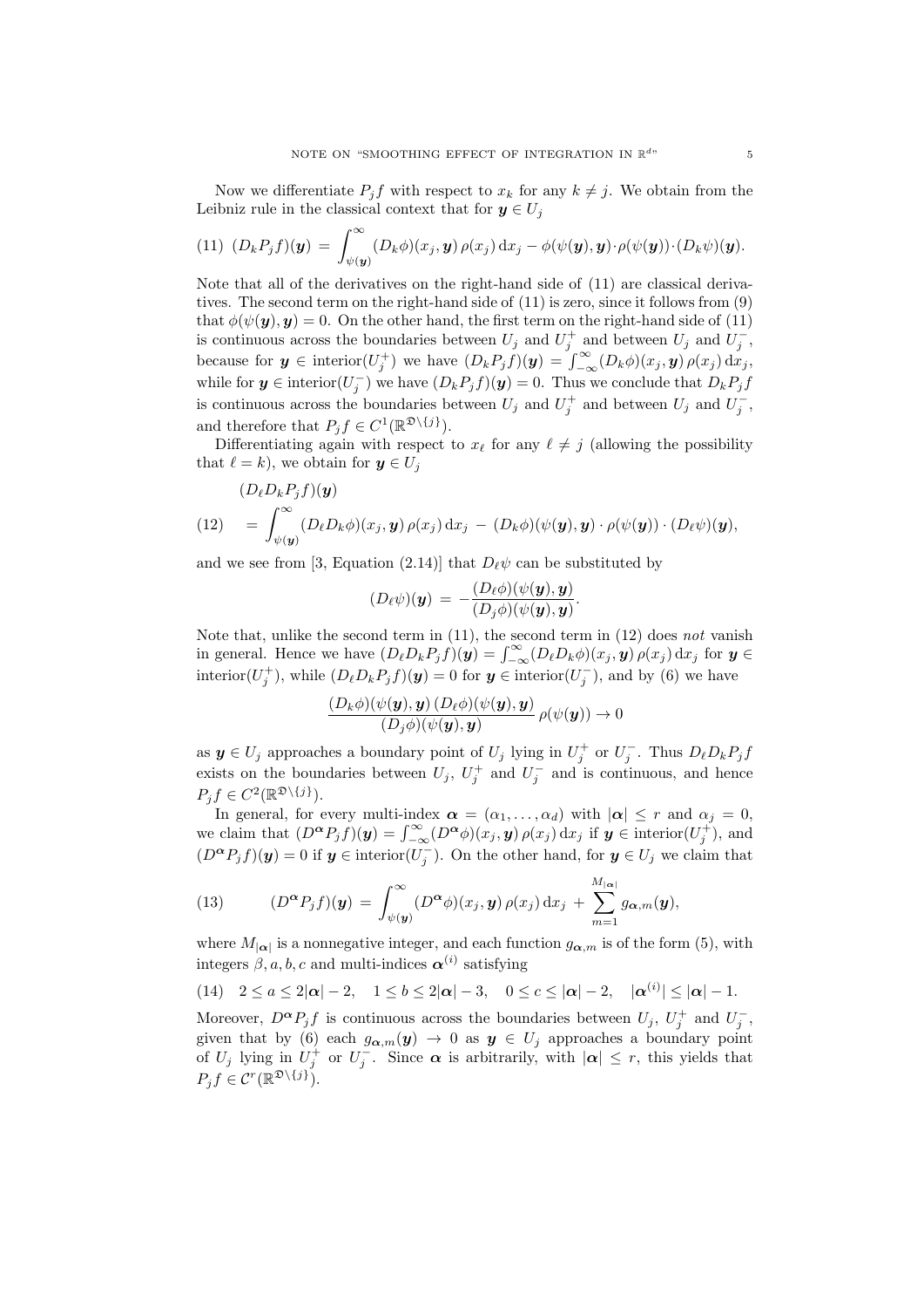Now we differentiate $P_j f$ with respect to $x_k$ for any $k \neq j$. We obtain from the Leibniz rule in the classical context that for $\boldsymbol{y} \in U_j$

$$
(11)\quad (D_k P_j f)(\boldsymbol{y}) \,=\, \int_{\psi(\boldsymbol{y})}^{\infty} (D_k \phi)(x_j, \boldsymbol{y})\, \rho(x_j)\, \mathrm{d}x_j - \phi(\psi(\boldsymbol{y}), \boldsymbol{y}) \cdot \rho(\psi(\boldsymbol{y})) \cdot (D_k \psi)(\boldsymbol{y}).
$$

Note that all of the derivatives on the right-hand side of (11) are classical derivatives. The second term on the right-hand side of (11) is zero, since it follows from (9) that $\phi(\psi(\boldsymbol{y}), \boldsymbol{y}) = 0$. On the other hand, the first term on the right-hand side of (11) is continuous across the boundaries between $U_j$ and $U_j^+$ and between $U_j$ and $U_j^-$, because for $\boldsymbol{y} \in \operatorname{interior}(U_j^+)$ we have $(D_k P_j f)(\boldsymbol{y}) = \int_{-\infty}^{\infty} (D_k \phi)(x_j, \boldsymbol{y})\, \rho(x_j)\, \mathrm{d}x_j$, while for $\boldsymbol{y} \in \operatorname{interior}(U_j^-)$ we have $(D_k P_j f)(\boldsymbol{y}) = 0$. Thus we conclude that $D_k P_j f$ is continuous across the boundaries between $U_j$ and $U_j^+$ and between $U_j$ and $U_j^-$, and therefore that $P_j f \in C^1(\mathbb{R}^{\mathfrak{D}\setminus\{j\}})$.

Differentiating again with respect to $x_\ell$ for any $\ell \neq j$ (allowing the possibility that $\ell = k$), we obtain for $\boldsymbol{y} \in U_j$

$$
\begin{aligned}
&(D_\ell D_k P_j f)(\boldsymbol{y}) \\
(12)\quad &= \int_{\psi(\boldsymbol{y})}^{\infty} (D_\ell D_k \phi)(x_j, \boldsymbol{y})\, \rho(x_j)\, \mathrm{d}x_j \,-\, (D_k \phi)(\psi(\boldsymbol{y}), \boldsymbol{y}) \cdot \rho(\psi(\boldsymbol{y})) \cdot (D_\ell \psi)(\boldsymbol{y}),
\end{aligned}
$$

and we see from [3, Equation (2.14)] that $D_\ell \psi$ can be substituted by

$$
(D_\ell \psi)(\boldsymbol{y}) \,=\, -\frac{(D_\ell \phi)(\psi(\boldsymbol{y}), \boldsymbol{y})}{(D_j \phi)(\psi(\boldsymbol{y}), \boldsymbol{y})}.
$$

Note that, unlike the second term in (11), the second term in (12) does *not* vanish in general. Hence we have $(D_\ell D_k P_j f)(\boldsymbol{y}) = \int_{-\infty}^{\infty} (D_\ell D_k \phi)(x_j, \boldsymbol{y})\, \rho(x_j)\, \mathrm{d}x_j$ for $\boldsymbol{y} \in \operatorname{interior}(U_j^+)$, while $(D_\ell D_k P_j f)(\boldsymbol{y}) = 0$ for $\boldsymbol{y} \in \operatorname{interior}(U_j^-)$, and by (6) we have

$$
\frac{(D_k \phi)(\psi(\boldsymbol{y}), \boldsymbol{y})\, (D_\ell \phi)(\psi(\boldsymbol{y}), \boldsymbol{y})}{(D_j \phi)(\psi(\boldsymbol{y}), \boldsymbol{y})}\, \rho(\psi(\boldsymbol{y})) \to 0
$$

as $\boldsymbol{y} \in U_j$ approaches a boundary point of $U_j$ lying in $U_j^+$ or $U_j^-$. Thus $D_\ell D_k P_j f$ exists on the boundaries between $U_j$, $U_j^+$ and $U_j^-$ and is continuous, and hence $P_j f \in C^2(\mathbb{R}^{\mathfrak{D}\setminus\{j\}})$.

In general, for every multi-index $\boldsymbol{\alpha} = (\alpha_1, \ldots, \alpha_d)$ with $|\boldsymbol{\alpha}| \leq r$ and $\alpha_j = 0$, we claim that $(D^{\boldsymbol{\alpha}} P_j f)(\boldsymbol{y}) = \int_{-\infty}^{\infty} (D^{\boldsymbol{\alpha}} \phi)(x_j, \boldsymbol{y})\, \rho(x_j)\, \mathrm{d}x_j$ if $\boldsymbol{y} \in \operatorname{interior}(U_j^+)$, and $(D^{\boldsymbol{\alpha}} P_j f)(\boldsymbol{y}) = 0$ if $\boldsymbol{y} \in \operatorname{interior}(U_j^-)$. On the other hand, for $\boldsymbol{y} \in U_j$ we claim that

$$
(13)\qquad (D^{\boldsymbol{\alpha}} P_j f)(\boldsymbol{y}) \,=\, \int_{\psi(\boldsymbol{y})}^{\infty} (D^{\boldsymbol{\alpha}} \phi)(x_j, \boldsymbol{y})\, \rho(x_j)\, \mathrm{d}x_j \,+\, \sum_{m=1}^{M_{|\boldsymbol{\alpha}|}} g_{\boldsymbol{\alpha}, m}(\boldsymbol{y}),
$$

where $M_{|\boldsymbol{\alpha}|}$ is a nonnegative integer, and each function $g_{\boldsymbol{\alpha},m}$ is of the form (5), with integers $\beta, a, b, c$ and multi-indices $\boldsymbol{\alpha}^{(i)}$ satisfying

$$
(14)\quad 2 \leq a \leq 2|\boldsymbol{\alpha}| - 2, \quad 1 \leq b \leq 2|\boldsymbol{\alpha}| - 3, \quad 0 \leq c \leq |\boldsymbol{\alpha}| - 2, \quad |\boldsymbol{\alpha}^{(i)}| \leq |\boldsymbol{\alpha}| - 1.
$$

Moreover, $D^{\boldsymbol{\alpha}} P_j f$ is continuous across the boundaries between $U_j$, $U_j^+$ and $U_j^-$, given that by (6) each $g_{\boldsymbol{\alpha},m}(\boldsymbol{y}) \to 0$ as $\boldsymbol{y} \in U_j$ approaches a boundary point of $U_j$ lying in $U_j^+$ or $U_j^-$. Since $\boldsymbol{\alpha}$ is arbitrarily, with $|\boldsymbol{\alpha}| \leq r$, this yields that $P_j f \in \mathcal{C}^r(\mathbb{R}^{\mathfrak{D}\setminus\{j\}})$.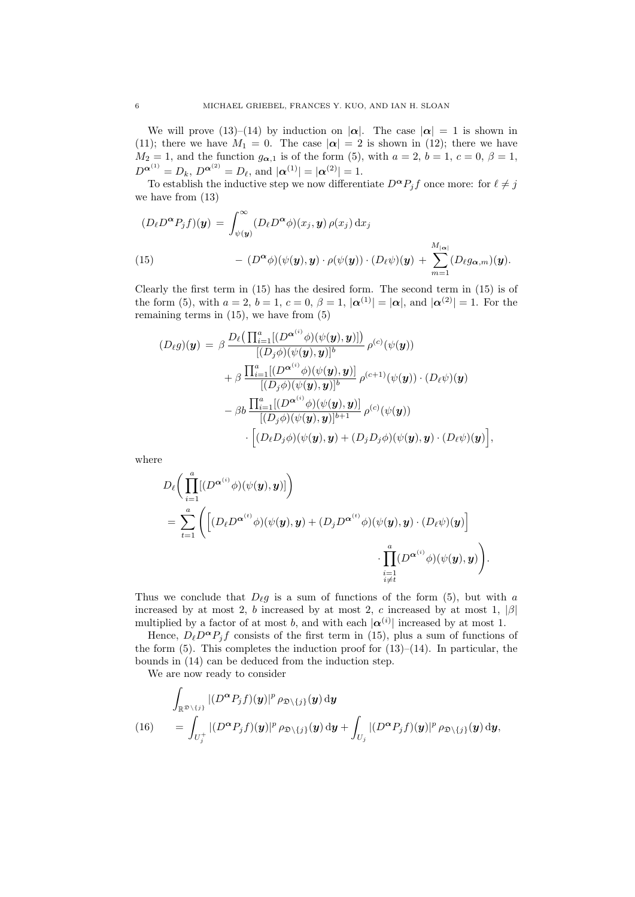We will prove (13)–(14) by induction on $|\boldsymbol{\alpha}|$. The case $|\boldsymbol{\alpha}| = 1$ is shown in (11); there we have $M_1 = 0$. The case $|\boldsymbol{\alpha}| = 2$ is shown in (12); there we have $M_2 = 1$, and the function $g_{\boldsymbol{\alpha},1}$ is of the form (5), with $a = 2$, $b = 1$, $c = 0$, $\beta = 1$, $D^{\boldsymbol{\alpha}^{(1)}} = D_k$, $D^{\boldsymbol{\alpha}^{(2)}} = D_\ell$, and $|\boldsymbol{\alpha}^{(1)}| = |\boldsymbol{\alpha}^{(2)}| = 1$.

To establish the inductive step we now differentiate $D^{\boldsymbol{\alpha}} P_j f$ once more: for $\ell \neq j$ we have from (13)

$$
\begin{aligned}
(D_\ell D^{\boldsymbol{\alpha}} P_j f)(\boldsymbol{y}) \,&=\, \int_{\psi(\boldsymbol{y})}^{\infty} (D_\ell D^{\boldsymbol{\alpha}} \phi)(x_j, \boldsymbol{y})\, \rho(x_j)\, \mathrm{d}x_j \\
&\quad - \,(D^{\boldsymbol{\alpha}}\phi)(\psi(\boldsymbol{y}), \boldsymbol{y}) \cdot \rho(\psi(\boldsymbol{y})) \cdot (D_\ell \psi)(\boldsymbol{y}) \,+\, \sum_{m=1}^{M_{|\boldsymbol{\alpha}|}} (D_\ell g_{\boldsymbol{\alpha},m})(\boldsymbol{y}).
\end{aligned} \tag{15}
$$

Clearly the first term in (15) has the desired form. The second term in (15) is of the form (5), with $a = 2$, $b = 1$, $c = 0$, $\beta = 1$, $|\boldsymbol{\alpha}^{(1)}| = |\boldsymbol{\alpha}|$, and $|\boldsymbol{\alpha}^{(2)}| = 1$. For the remaining terms in (15), we have from (5)

$$
\begin{aligned}
(D_\ell g)(\boldsymbol{y}) \,&=\, \beta\, \frac{D_\ell\big(\prod_{i=1}^a [(D^{\boldsymbol{\alpha}^{(i)}}\phi)(\psi(\boldsymbol{y}), \boldsymbol{y})]\big)}{[(D_j\phi)(\psi(\boldsymbol{y}), \boldsymbol{y})]^b}\, \rho^{(c)}(\psi(\boldsymbol{y})) \\
&\quad + \beta\, \frac{\prod_{i=1}^a [(D^{\boldsymbol{\alpha}^{(i)}}\phi)(\psi(\boldsymbol{y}), \boldsymbol{y})]}{[(D_j\phi)(\psi(\boldsymbol{y}), \boldsymbol{y})]^b}\, \rho^{(c+1)}(\psi(\boldsymbol{y})) \cdot (D_\ell \psi)(\boldsymbol{y}) \\
&\quad - \beta b\, \frac{\prod_{i=1}^a [(D^{\boldsymbol{\alpha}^{(i)}}\phi)(\psi(\boldsymbol{y}), \boldsymbol{y})]}{[(D_j\phi)(\psi(\boldsymbol{y}), \boldsymbol{y})]^{b+1}}\, \rho^{(c)}(\psi(\boldsymbol{y})) \\
&\qquad \cdot \Big[(D_\ell D_j \phi)(\psi(\boldsymbol{y}), \boldsymbol{y}) + (D_j D_j \phi)(\psi(\boldsymbol{y}), \boldsymbol{y}) \cdot (D_\ell \psi)(\boldsymbol{y})\Big],
\end{aligned}
$$

where

$$
\begin{aligned}
&D_\ell\bigg(\prod_{i=1}^a [(D^{\boldsymbol{\alpha}^{(i)}}\phi)(\psi(\boldsymbol{y}), \boldsymbol{y})]\bigg) \\
&= \sum_{t=1}^a \Bigg(\Big[(D_\ell D^{\boldsymbol{\alpha}^{(t)}}\phi)(\psi(\boldsymbol{y}), \boldsymbol{y}) + (D_j D^{\boldsymbol{\alpha}^{(t)}}\phi)(\psi(\boldsymbol{y}), \boldsymbol{y}) \cdot (D_\ell \psi)(\boldsymbol{y})\Big] \\
&\qquad\qquad \cdot \prod_{\substack{i=1 \\ i \neq t}}^a (D^{\boldsymbol{\alpha}^{(i)}}\phi)(\psi(\boldsymbol{y}), \boldsymbol{y})\Bigg).
\end{aligned}
$$

Thus we conclude that $D_\ell g$ is a sum of functions of the form (5), but with $a$ increased by at most 2, $b$ increased by at most 2, $c$ increased by at most 1, $|\beta|$ multiplied by a factor of at most $b$, and with each $|\boldsymbol{\alpha}^{(i)}|$ increased by at most 1.

Hence, $D_\ell D^{\boldsymbol{\alpha}} P_j f$ consists of the first term in (15), plus a sum of functions of the form (5). This completes the induction proof for (13)–(14). In particular, the bounds in (14) can be deduced from the induction step.

We are now ready to consider

$$
\begin{aligned}
&\int_{\mathbb{R}^{\mathfrak{D}\setminus\{j\}}} |(D^{\boldsymbol{\alpha}} P_j f)(\boldsymbol{y})|^p\, \rho_{\mathfrak{D}\setminus\{j\}}(\boldsymbol{y})\, \mathrm{d}\boldsymbol{y} \\
&\quad = \int_{U_j^+} |(D^{\boldsymbol{\alpha}} P_j f)(\boldsymbol{y})|^p\, \rho_{\mathfrak{D}\setminus\{j\}}(\boldsymbol{y})\, \mathrm{d}\boldsymbol{y} + \int_{U_j} |(D^{\boldsymbol{\alpha}} P_j f)(\boldsymbol{y})|^p\, \rho_{\mathfrak{D}\setminus\{j\}}(\boldsymbol{y})\, \mathrm{d}\boldsymbol{y},
\end{aligned} \tag{16}
$$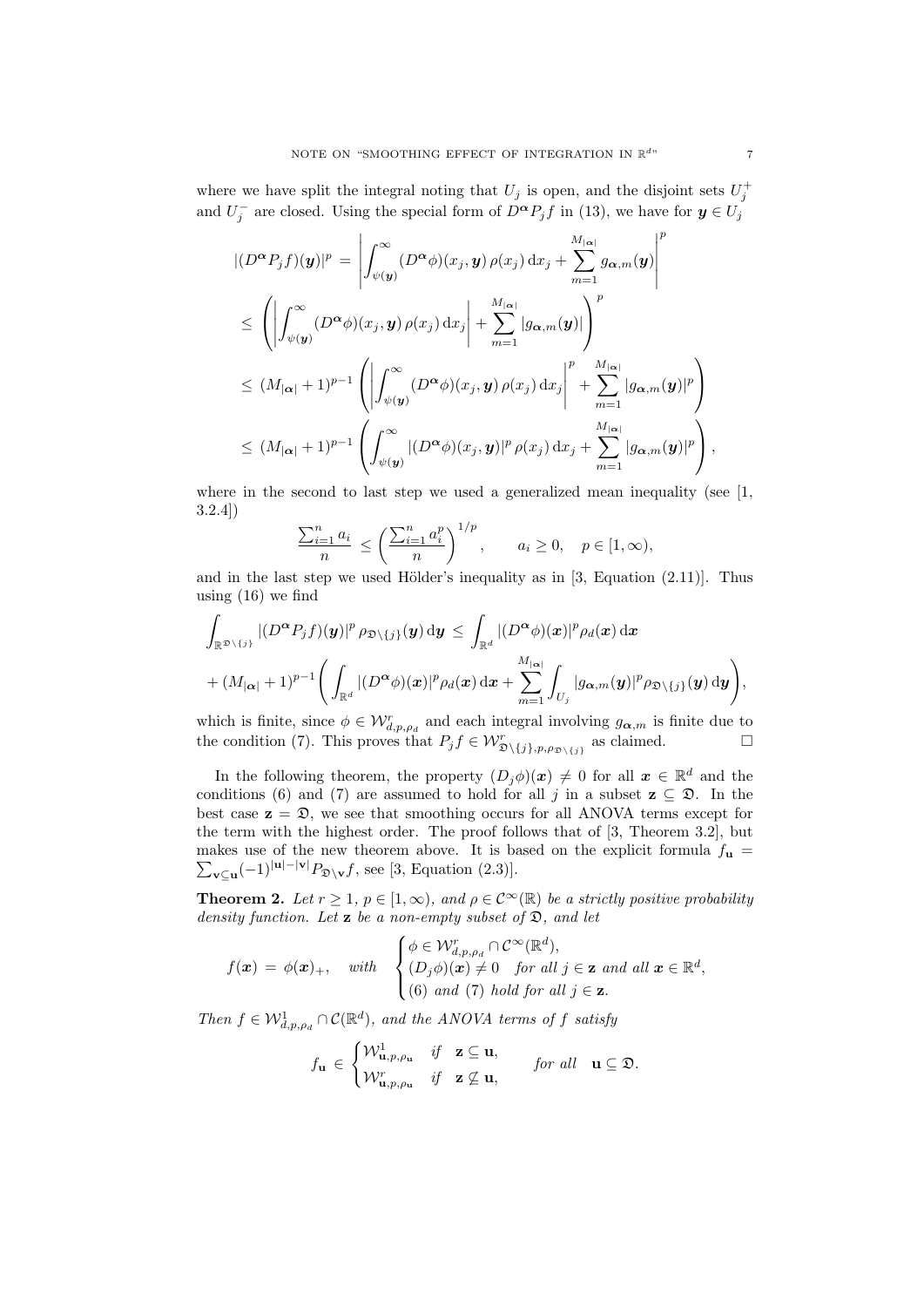where we have split the integral noting that $U_j$ is open, and the disjoint sets $U_j^+$ and $U_j^-$ are closed. Using the special form of $D^{\boldsymbol{\alpha}} P_j f$ in (13), we have for $\boldsymbol{y} \in U_j$

$$
\begin{aligned}
|(D^{\boldsymbol{\alpha}} P_j f)(\boldsymbol{y})|^p \;&=\; \left| \int_{\psi(\boldsymbol{y})}^{\infty} (D^{\boldsymbol{\alpha}}\phi)(x_j, \boldsymbol{y})\, \rho(x_j)\, \mathrm{d}x_j + \sum_{m=1}^{M_{|\boldsymbol{\alpha}|}} g_{\boldsymbol{\alpha},m}(\boldsymbol{y}) \right|^p \\
&\le\; \left( \left| \int_{\psi(\boldsymbol{y})}^{\infty} (D^{\boldsymbol{\alpha}}\phi)(x_j, \boldsymbol{y})\, \rho(x_j)\, \mathrm{d}x_j \right| + \sum_{m=1}^{M_{|\boldsymbol{\alpha}|}} |g_{\boldsymbol{\alpha},m}(\boldsymbol{y})| \right)^p \\
&\le\; (M_{|\boldsymbol{\alpha}|}+1)^{p-1} \left( \left| \int_{\psi(\boldsymbol{y})}^{\infty} (D^{\boldsymbol{\alpha}}\phi)(x_j, \boldsymbol{y})\, \rho(x_j)\, \mathrm{d}x_j \right|^p + \sum_{m=1}^{M_{|\boldsymbol{\alpha}|}} |g_{\boldsymbol{\alpha},m}(\boldsymbol{y})|^p \right) \\
&\le\; (M_{|\boldsymbol{\alpha}|}+1)^{p-1} \left( \int_{\psi(\boldsymbol{y})}^{\infty} |(D^{\boldsymbol{\alpha}}\phi)(x_j, \boldsymbol{y})|^p\, \rho(x_j)\, \mathrm{d}x_j + \sum_{m=1}^{M_{|\boldsymbol{\alpha}|}} |g_{\boldsymbol{\alpha},m}(\boldsymbol{y})|^p \right),
\end{aligned}
$$

where in the second to last step we used a generalized mean inequality (see [1, 3.2.4])

$$
\frac{\sum_{i=1}^n a_i}{n} \;\le\; \left( \frac{\sum_{i=1}^n a_i^p}{n} \right)^{1/p}, \qquad a_i \ge 0, \quad p \in [1,\infty),
$$

and in the last step we used Hölder's inequality as in [3, Equation (2.11)]. Thus using (16) we find

$$
\begin{aligned}
\int_{\mathbb{R}^{\mathfrak{D}\setminus\{j\}}} |(D^{\boldsymbol{\alpha}} P_j f)(\boldsymbol{y})|^p\, \rho_{\mathfrak{D}\setminus\{j\}}(\boldsymbol{y})\, \mathrm{d}\boldsymbol{y} \;&\le\; \int_{\mathbb{R}^d} |(D^{\boldsymbol{\alpha}}\phi)(\boldsymbol{x})|^p \rho_d(\boldsymbol{x})\, \mathrm{d}\boldsymbol{x} \\
+\, (M_{|\boldsymbol{\alpha}|}+1)^{p-1} &\left( \int_{\mathbb{R}^d} |(D^{\boldsymbol{\alpha}}\phi)(\boldsymbol{x})|^p \rho_d(\boldsymbol{x})\, \mathrm{d}\boldsymbol{x} + \sum_{m=1}^{M_{|\boldsymbol{\alpha}|}} \int_{U_j} |g_{\boldsymbol{\alpha},m}(\boldsymbol{y})|^p \rho_{\mathfrak{D}\setminus\{j\}}(\boldsymbol{y})\, \mathrm{d}\boldsymbol{y} \right),
\end{aligned}
$$

which is finite, since $\phi \in \mathcal{W}^r_{d,p,\rho_d}$ and each integral involving $g_{\boldsymbol{\alpha},m}$ is finite due to the condition (7). This proves that $P_j f \in \mathcal{W}^r_{\mathfrak{D}\setminus\{j\},p,\rho_{\mathfrak{D}\setminus\{j\}}}$ as claimed. □

In the following theorem, the property $(D_j\phi)(\boldsymbol{x}) \neq 0$ for all $\boldsymbol{x} \in \mathbb{R}^d$ and the conditions (6) and (7) are assumed to hold for all $j$ in a subset $\mathbf{z} \subseteq \mathfrak{D}$. In the best case $\mathbf{z} = \mathfrak{D}$, we see that smoothing occurs for all ANOVA terms except for the term with the highest order. The proof follows that of [3, Theorem 3.2], but makes use of the new theorem above. It is based on the explicit formula $f_{\mathbf{u}} = \sum_{\mathbf{v}\subseteq\mathbf{u}} (-1)^{|\mathbf{u}|-|\mathbf{v}|} P_{\mathfrak{D}\setminus\mathbf{v}} f$, see [3, Equation (2.3)].

**Theorem 2.** *Let $r \ge 1$, $p \in [1,\infty)$, and $\rho \in \mathcal{C}^\infty(\mathbb{R})$ be a strictly positive probability density function. Let $\mathbf{z}$ be a non-empty subset of $\mathfrak{D}$, and let*

$$
f(\boldsymbol{x}) \;=\; \phi(\boldsymbol{x})_+, \quad \textit{with} \quad
\begin{cases}
\phi \in \mathcal{W}^r_{d,p,\rho_d} \cap \mathcal{C}^\infty(\mathbb{R}^d), \\
(D_j\phi)(\boldsymbol{x}) \neq 0 \quad \textit{for all } j \in \mathbf{z} \textit{ and all } \boldsymbol{x} \in \mathbb{R}^d, \\
\textit{(6) and (7) hold for all } j \in \mathbf{z}.
\end{cases}
$$

*Then $f \in \mathcal{W}^1_{d,p,\rho_d} \cap \mathcal{C}(\mathbb{R}^d)$, and the ANOVA terms of $f$ satisfy*

$$
f_{\mathbf{u}} \;\in\;
\begin{cases}
\mathcal{W}^1_{\mathbf{u},p,\rho_{\mathbf{u}}} & \textit{if} \quad \mathbf{z} \subseteq \mathbf{u}, \\
\mathcal{W}^r_{\mathbf{u},p,\rho_{\mathbf{u}}} & \textit{if} \quad \mathbf{z} \not\subseteq \mathbf{u},
\end{cases}
\qquad \textit{for all} \quad \mathbf{u} \subseteq \mathfrak{D}.
$$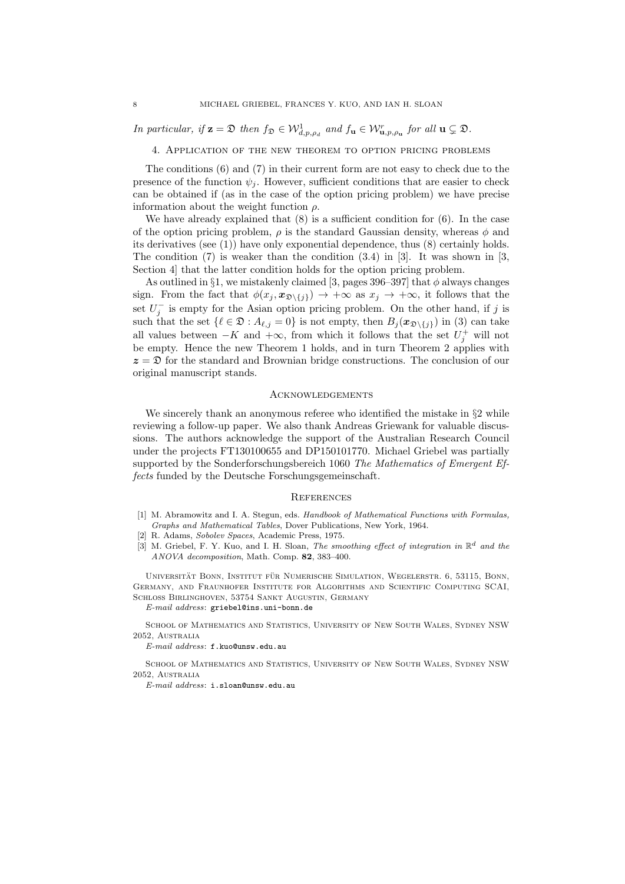*In particular, if* $\mathbf{z} = \mathfrak{D}$ *then* $f_{\mathfrak{D}} \in \mathcal{W}^1_{d,p,\rho_d}$ *and* $f_{\mathbf{u}} \in \mathcal{W}^r_{\mathbf{u},p,\rho_{\mathbf{u}}}$ *for all* $\mathbf{u} \subsetneq \mathfrak{D}$.

## 4. Application of the new theorem to option pricing problems

The conditions (6) and (7) in their current form are not easy to check due to the presence of the function $\psi_j$. However, sufficient conditions that are easier to check can be obtained if (as in the case of the option pricing problem) we have precise information about the weight function $\rho$.

We have already explained that (8) is a sufficient condition for (6). In the case of the option pricing problem, $\rho$ is the standard Gaussian density, whereas $\phi$ and its derivatives (see (1)) have only exponential dependence, thus (8) certainly holds. The condition (7) is weaker than the condition (3.4) in [3]. It was shown in [3, Section 4] that the latter condition holds for the option pricing problem.

As outlined in §1, we mistakenly claimed [3, pages 396–397] that $\phi$ always changes sign. From the fact that $\phi(x_j, \boldsymbol{x}_{\mathfrak{D}\setminus\{j\}}) \to +\infty$ as $x_j \to +\infty$, it follows that the set $U_j^-$ is empty for the Asian option pricing problem. On the other hand, if $j$ is such that the set $\{\ell \in \mathfrak{D} : A_{\ell,j} = 0\}$ is not empty, then $B_j(\boldsymbol{x}_{\mathfrak{D}\setminus\{j\}})$ in (3) can take all values between $-K$ and $+\infty$, from which it follows that the set $U_j^+$ will not be empty. Hence the new Theorem 1 holds, and in turn Theorem 2 applies with $\boldsymbol{z} = \mathfrak{D}$ for the standard and Brownian bridge constructions. The conclusion of our original manuscript stands.

## Acknowledgements

We sincerely thank an anonymous referee who identified the mistake in §2 while reviewing a follow-up paper. We also thank Andreas Griewank for valuable discussions. The authors acknowledge the support of the Australian Research Council under the projects FT130100655 and DP150101770. Michael Griebel was partially supported by the Sonderforschungsbereich 1060 *The Mathematics of Emergent Effects* funded by the Deutsche Forschungsgemeinschaft.

## References

[1] M. Abramowitz and I. A. Stegun, eds. *Handbook of Mathematical Functions with Formulas, Graphs and Mathematical Tables*, Dover Publications, New York, 1964.

[2] R. Adams, *Sobolev Spaces*, Academic Press, 1975.

[3] M. Griebel, F. Y. Kuo, and I. H. Sloan, *The smoothing effect of integration in* $\mathbb{R}^d$ *and the ANOVA decomposition*, Math. Comp. **82**, 383–400.

Universität Bonn, Institut für Numerische Simulation, Wegelerstr. 6, 53115, Bonn, Germany, and Fraunhofer Institute for Algorithms and Scientific Computing SCAI, Schloss Birlinghoven, 53754 Sankt Augustin, Germany

*E-mail address*: griebel@ins.uni-bonn.de

School of Mathematics and Statistics, University of New South Wales, Sydney NSW 2052, Australia

*E-mail address*: f.kuo@unsw.edu.au

School of Mathematics and Statistics, University of New South Wales, Sydney NSW 2052, Australia

*E-mail address*: i.sloan@unsw.edu.au